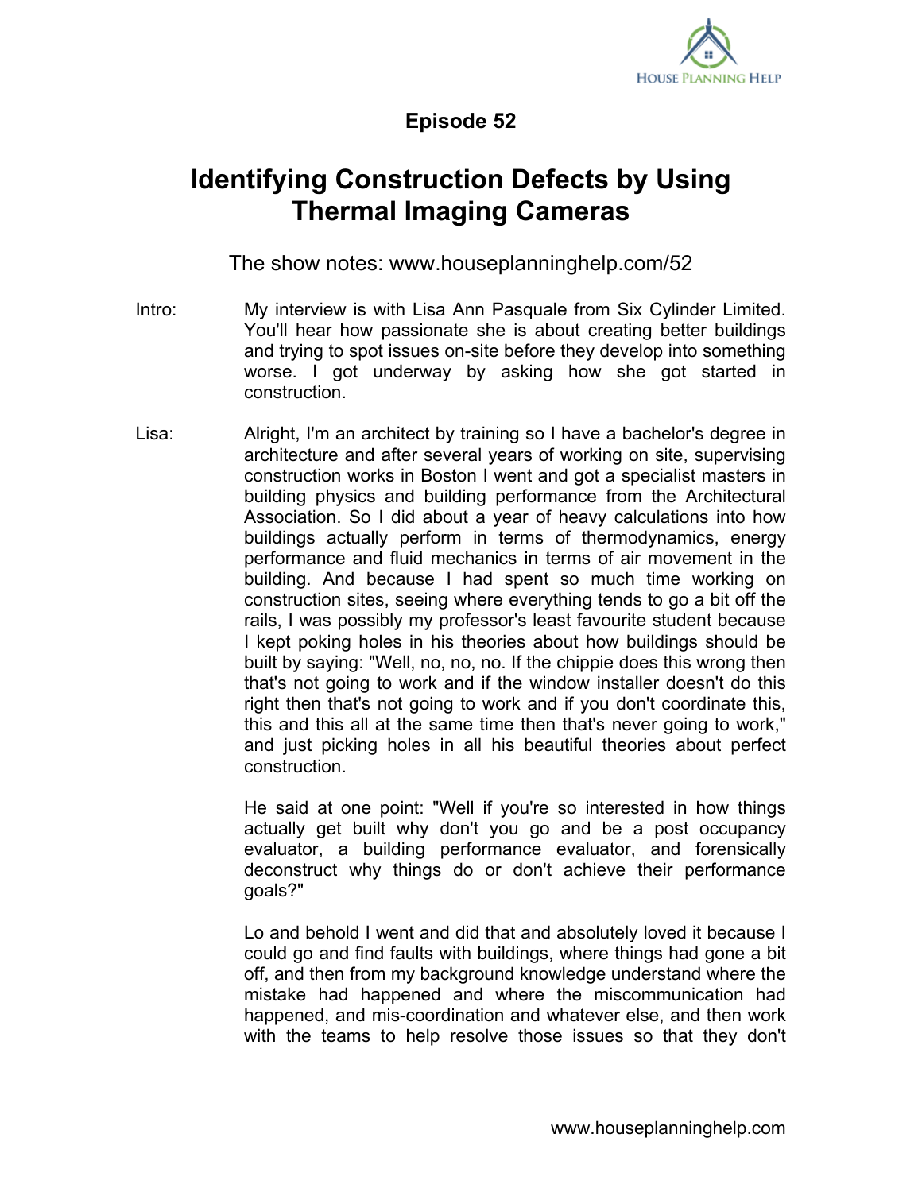**Episode 52**

# Identifying Construction Defects by Using Thermal Imaging Cameras

The show notes: www.houseplanninghelp.com/52

Intro: My interview is with Lisa Ann Pasquale from Six Cylinder Limited. You'll hear how passionate she is about creating better buildings and trying to spot issues on-site before they develop into something worse. I got underway by asking how she got started in construction.

Lisa: Alright, I'm an architect by training so I have a bachelor's degree in architecture and after several years of working on site, supervising construction works in Boston I went and got a specialist masters in building physics and building performance from the Architectural Association. So I did about a year of heavy calculations into how buildings actually perform in terms of thermodynamics, energy performance and fluid mechanics in terms of air movement in the building. And because I had spent so much time working on construction sites, seeing where everything tends to go a bit off the rails, I was possibly my professor's least favourite student because I kept poking holes in his theories about how buildings should be built by saying: "Well, no, no, no. If the chippie does this wrong then that's not going to work and if the window installer doesn't do this right then that's not going to work and if you don't coordinate this, this and this all at the same time then that's never going to work," and just picking holes in all his beautiful theories about perfect construction.

He said at one point: "Well if you're so interested in how things actually get built why don't you go and be a post occupancy evaluator, a building performance evaluator, and forensically deconstruct why things do or don't achieve their performance goals?"

Lo and behold I went and did that and absolutely loved it because I could go and find faults with buildings, where things had gone a bit off, and then from my background knowledge understand where the mistake had happened and where the miscommunication had happened, and mis-coordination and whatever else, and then work with the teams to help resolve those issues so that they don't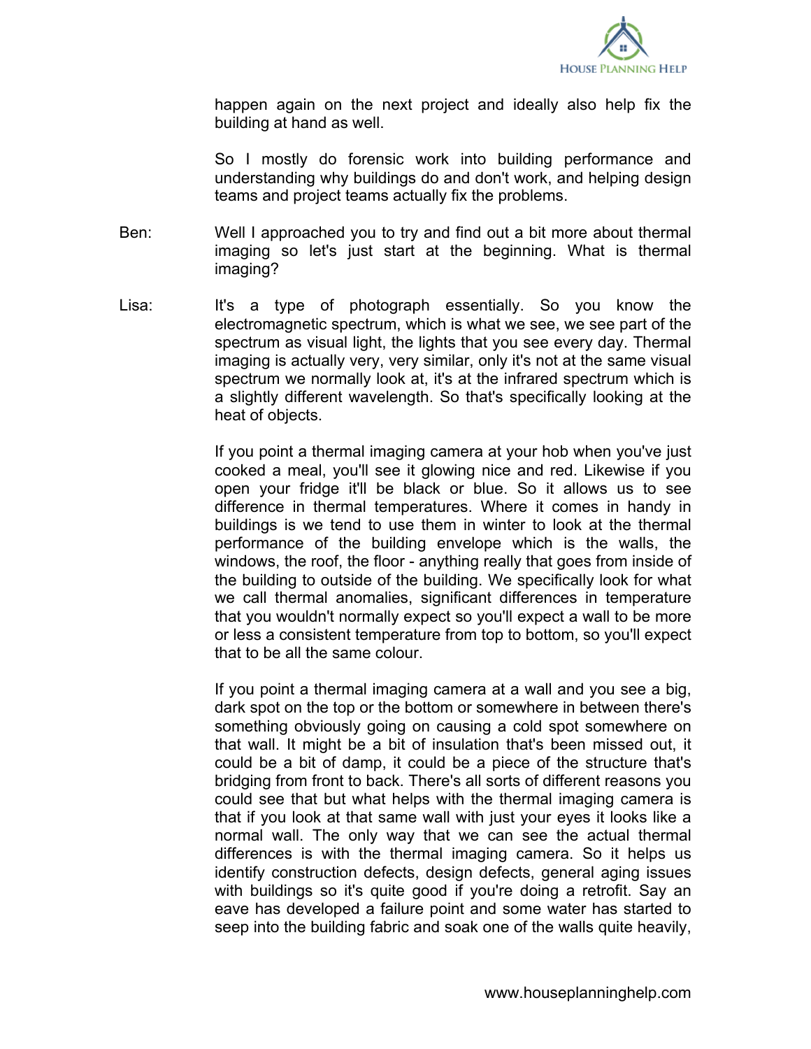happen again on the next project and ideally also help fix the building at hand as well.

So I mostly do forensic work into building performance and understanding why buildings do and don't work, and helping design teams and project teams actually fix the problems.

Ben: Well I approached you to try and find out a bit more about thermal imaging so let's just start at the beginning. What is thermal imaging?

Lisa: It's a type of photograph essentially. So you know the electromagnetic spectrum, which is what we see, we see part of the spectrum as visual light, the lights that you see every day. Thermal imaging is actually very, very similar, only it's not at the same visual spectrum we normally look at, it's at the infrared spectrum which is a slightly different wavelength. So that's specifically looking at the heat of objects.

If you point a thermal imaging camera at your hob when you've just cooked a meal, you'll see it glowing nice and red. Likewise if you open your fridge it'll be black or blue. So it allows us to see difference in thermal temperatures. Where it comes in handy in buildings is we tend to use them in winter to look at the thermal performance of the building envelope which is the walls, the windows, the roof, the floor - anything really that goes from inside of the building to outside of the building. We specifically look for what we call thermal anomalies, significant differences in temperature that you wouldn't normally expect so you'll expect a wall to be more or less a consistent temperature from top to bottom, so you'll expect that to be all the same colour.

If you point a thermal imaging camera at a wall and you see a big, dark spot on the top or the bottom or somewhere in between there's something obviously going on causing a cold spot somewhere on that wall. It might be a bit of insulation that's been missed out, it could be a bit of damp, it could be a piece of the structure that's bridging from front to back. There's all sorts of different reasons you could see that but what helps with the thermal imaging camera is that if you look at that same wall with just your eyes it looks like a normal wall. The only way that we can see the actual thermal differences is with the thermal imaging camera. So it helps us identify construction defects, design defects, general aging issues with buildings so it's quite good if you're doing a retrofit. Say an eave has developed a failure point and some water has started to seep into the building fabric and soak one of the walls quite heavily,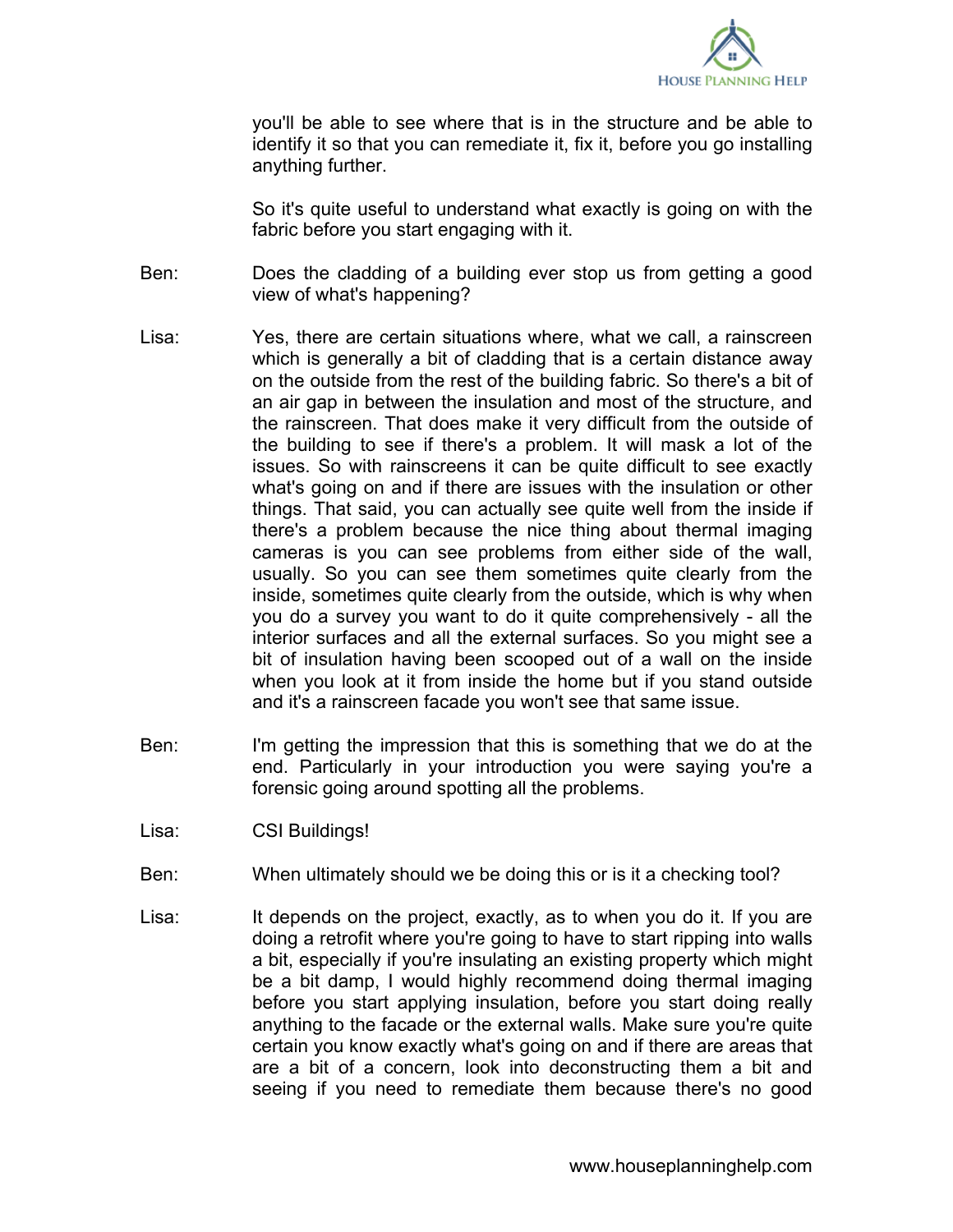you'll be able to see where that is in the structure and be able to identify it so that you can remediate it, fix it, before you go installing anything further.

So it's quite useful to understand what exactly is going on with the fabric before you start engaging with it.

Ben: Does the cladding of a building ever stop us from getting a good view of what's happening?

Lisa: Yes, there are certain situations where, what we call, a rainscreen which is generally a bit of cladding that is a certain distance away on the outside from the rest of the building fabric. So there's a bit of an air gap in between the insulation and most of the structure, and the rainscreen. That does make it very difficult from the outside of the building to see if there's a problem. It will mask a lot of the issues. So with rainscreens it can be quite difficult to see exactly what's going on and if there are issues with the insulation or other things. That said, you can actually see quite well from the inside if there's a problem because the nice thing about thermal imaging cameras is you can see problems from either side of the wall, usually. So you can see them sometimes quite clearly from the inside, sometimes quite clearly from the outside, which is why when you do a survey you want to do it quite comprehensively - all the interior surfaces and all the external surfaces. So you might see a bit of insulation having been scooped out of a wall on the inside when you look at it from inside the home but if you stand outside and it's a rainscreen facade you won't see that same issue.

Ben: I'm getting the impression that this is something that we do at the end. Particularly in your introduction you were saying you're a forensic going around spotting all the problems.

Lisa: CSI Buildings!

Ben: When ultimately should we be doing this or is it a checking tool?

Lisa: It depends on the project, exactly, as to when you do it. If you are doing a retrofit where you're going to have to start ripping into walls a bit, especially if you're insulating an existing property which might be a bit damp, I would highly recommend doing thermal imaging before you start applying insulation, before you start doing really anything to the facade or the external walls. Make sure you're quite certain you know exactly what's going on and if there are areas that are a bit of a concern, look into deconstructing them a bit and seeing if you need to remediate them because there's no good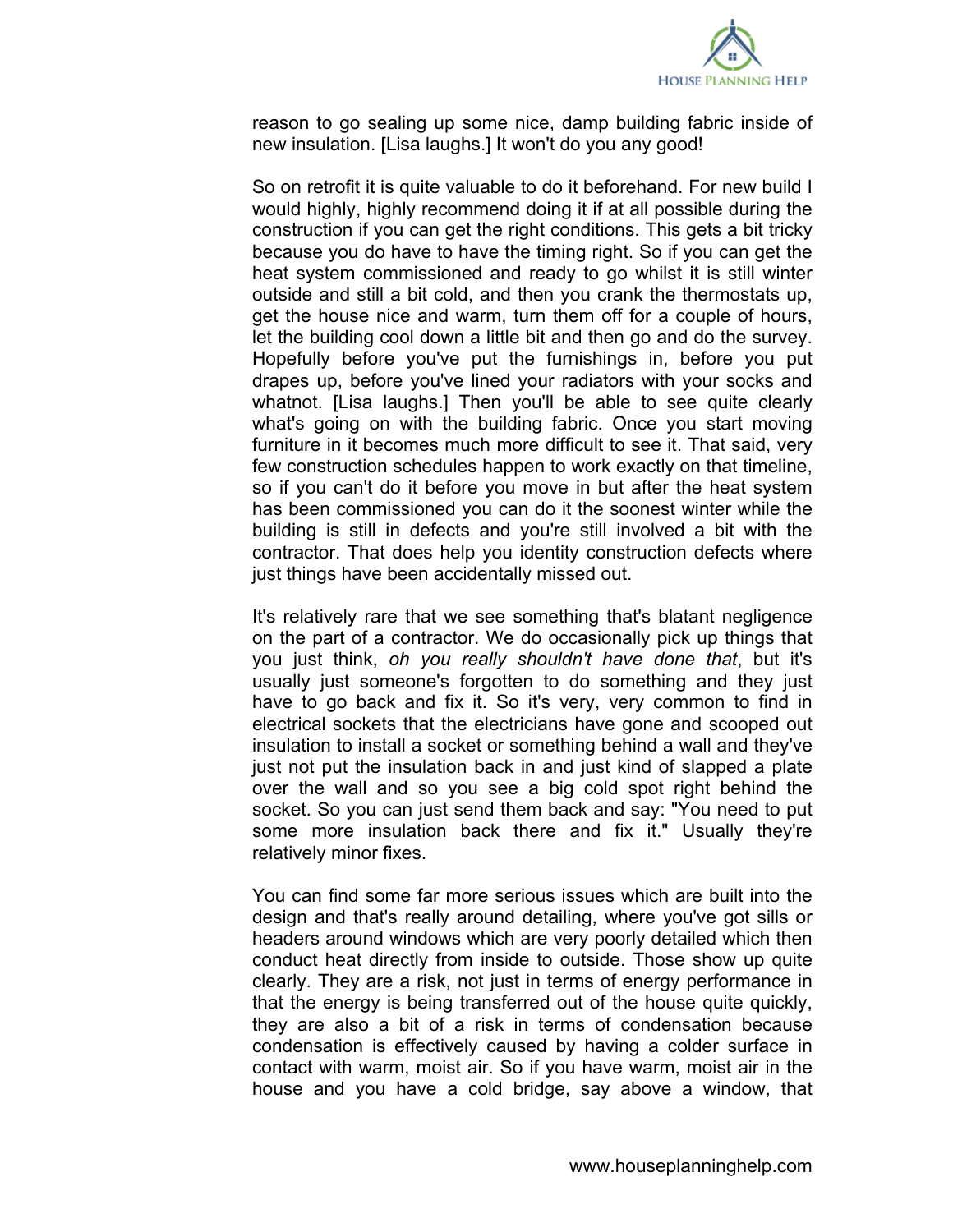reason to go sealing up some nice, damp building fabric inside of new insulation. [Lisa laughs.] It won't do you any good!

So on retrofit it is quite valuable to do it beforehand. For new build I would highly, highly recommend doing it if at all possible during the construction if you can get the right conditions. This gets a bit tricky because you do have to have the timing right. So if you can get the heat system commissioned and ready to go whilst it is still winter outside and still a bit cold, and then you crank the thermostats up, get the house nice and warm, turn them off for a couple of hours, let the building cool down a little bit and then go and do the survey. Hopefully before you've put the furnishings in, before you put drapes up, before you've lined your radiators with your socks and whatnot. [Lisa laughs.] Then you'll be able to see quite clearly what's going on with the building fabric. Once you start moving furniture in it becomes much more difficult to see it. That said, very few construction schedules happen to work exactly on that timeline, so if you can't do it before you move in but after the heat system has been commissioned you can do it the soonest winter while the building is still in defects and you're still involved a bit with the contractor. That does help you identity construction defects where just things have been accidentally missed out.

It's relatively rare that we see something that's blatant negligence on the part of a contractor. We do occasionally pick up things that you just think, *oh you really shouldn't have done that*, but it's usually just someone's forgotten to do something and they just have to go back and fix it. So it's very, very common to find in electrical sockets that the electricians have gone and scooped out insulation to install a socket or something behind a wall and they've just not put the insulation back in and just kind of slapped a plate over the wall and so you see a big cold spot right behind the socket. So you can just send them back and say: "You need to put some more insulation back there and fix it." Usually they're relatively minor fixes.

You can find some far more serious issues which are built into the design and that's really around detailing, where you've got sills or headers around windows which are very poorly detailed which then conduct heat directly from inside to outside. Those show up quite clearly. They are a risk, not just in terms of energy performance in that the energy is being transferred out of the house quite quickly, they are also a bit of a risk in terms of condensation because condensation is effectively caused by having a colder surface in contact with warm, moist air. So if you have warm, moist air in the house and you have a cold bridge, say above a window, that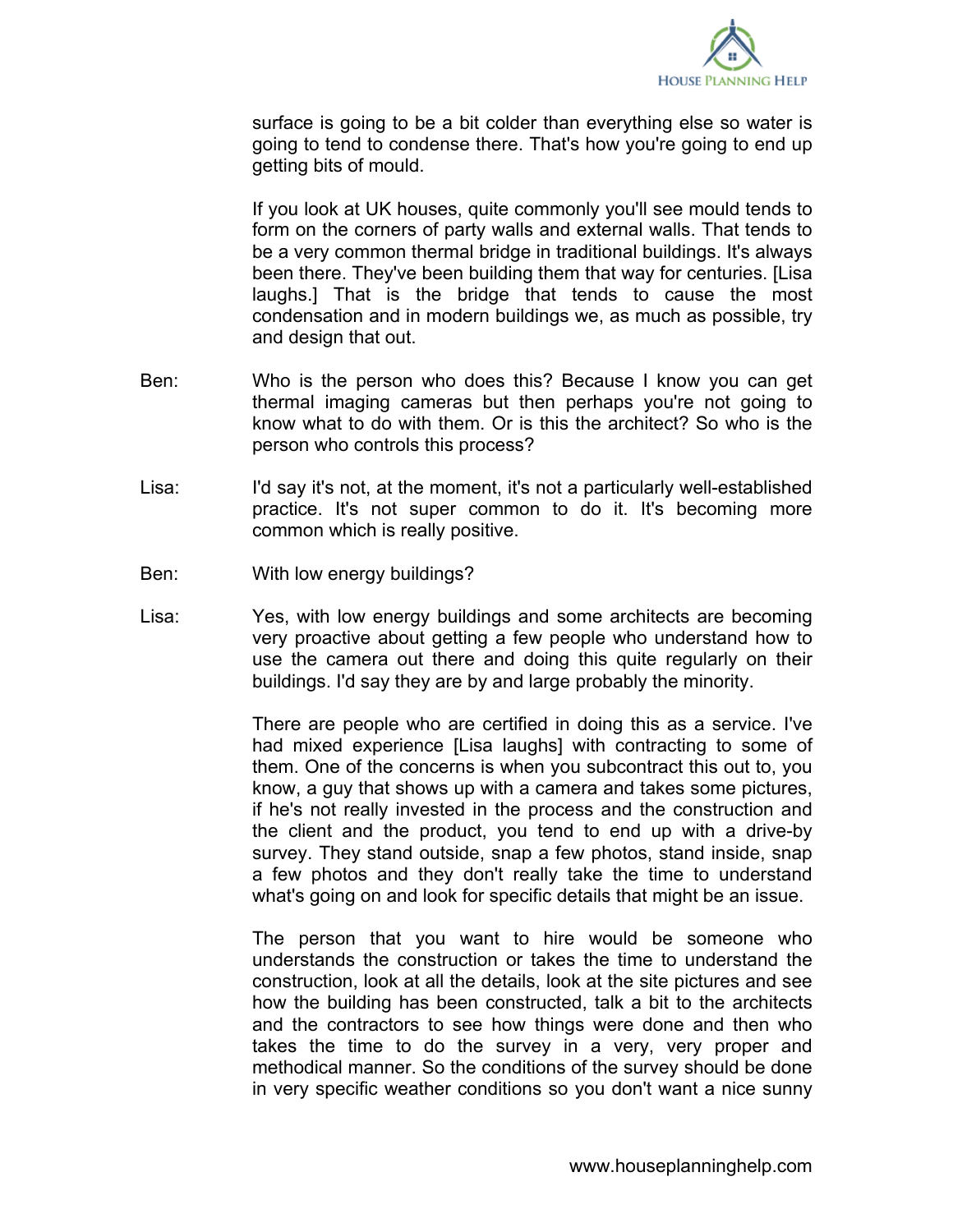surface is going to be a bit colder than everything else so water is going to tend to condense there. That's how you're going to end up getting bits of mould.

If you look at UK houses, quite commonly you'll see mould tends to form on the corners of party walls and external walls. That tends to be a very common thermal bridge in traditional buildings. It's always been there. They've been building them that way for centuries. [Lisa laughs.] That is the bridge that tends to cause the most condensation and in modern buildings we, as much as possible, try and design that out.

Ben: Who is the person who does this? Because I know you can get thermal imaging cameras but then perhaps you're not going to know what to do with them. Or is this the architect? So who is the person who controls this process?

Lisa: I'd say it's not, at the moment, it's not a particularly well-established practice. It's not super common to do it. It's becoming more common which is really positive.

Ben: With low energy buildings?

Lisa: Yes, with low energy buildings and some architects are becoming very proactive about getting a few people who understand how to use the camera out there and doing this quite regularly on their buildings. I'd say they are by and large probably the minority.

There are people who are certified in doing this as a service. I've had mixed experience [Lisa laughs] with contracting to some of them. One of the concerns is when you subcontract this out to, you know, a guy that shows up with a camera and takes some pictures, if he's not really invested in the process and the construction and the client and the product, you tend to end up with a drive-by survey. They stand outside, snap a few photos, stand inside, snap a few photos and they don't really take the time to understand what's going on and look for specific details that might be an issue.

The person that you want to hire would be someone who understands the construction or takes the time to understand the construction, look at all the details, look at the site pictures and see how the building has been constructed, talk a bit to the architects and the contractors to see how things were done and then who takes the time to do the survey in a very, very proper and methodical manner. So the conditions of the survey should be done in very specific weather conditions so you don't want a nice sunny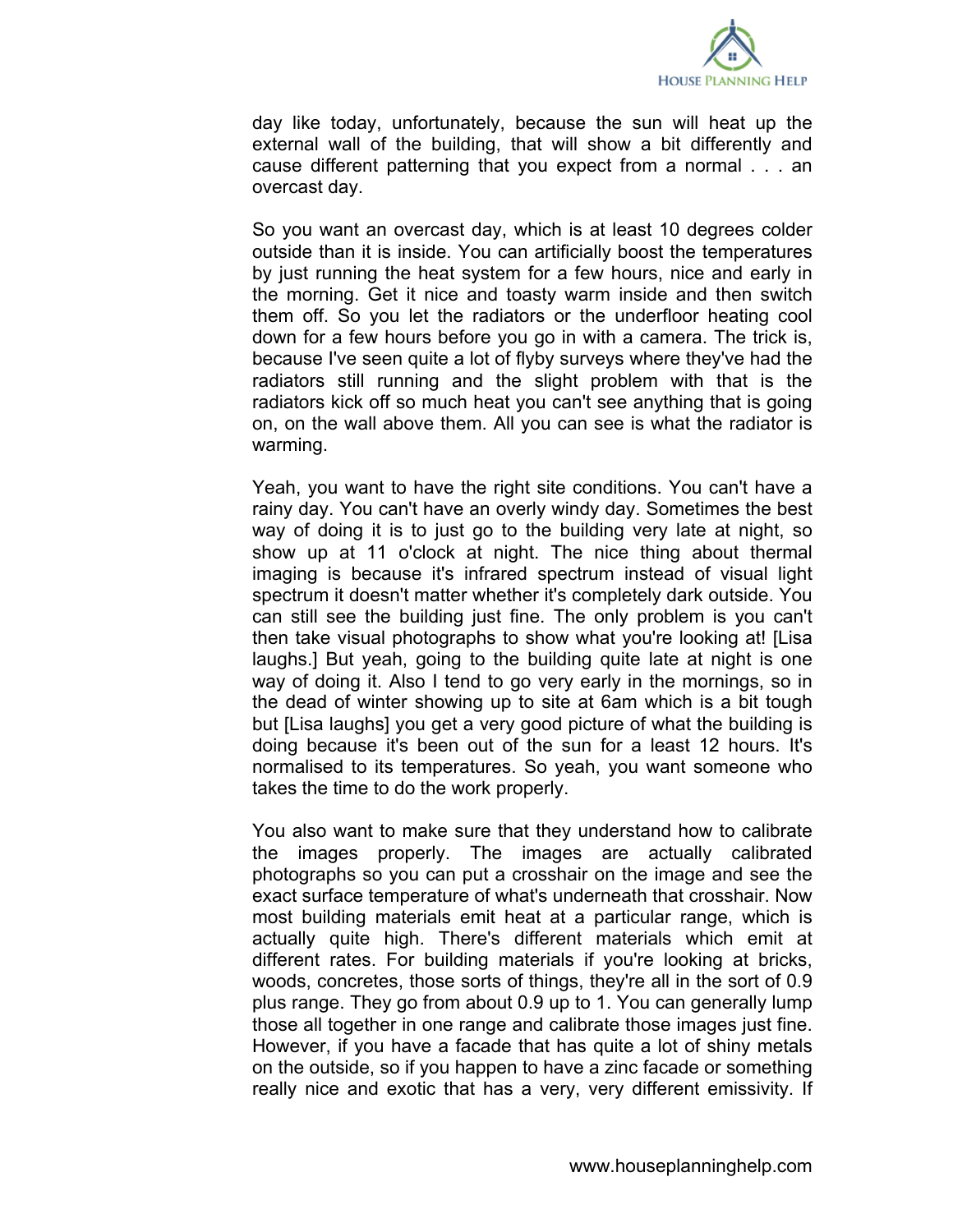day like today, unfortunately, because the sun will heat up the external wall of the building, that will show a bit differently and cause different patterning that you expect from a normal . . . an overcast day.

So you want an overcast day, which is at least 10 degrees colder outside than it is inside. You can artificially boost the temperatures by just running the heat system for a few hours, nice and early in the morning. Get it nice and toasty warm inside and then switch them off. So you let the radiators or the underfloor heating cool down for a few hours before you go in with a camera. The trick is, because I've seen quite a lot of flyby surveys where they've had the radiators still running and the slight problem with that is the radiators kick off so much heat you can't see anything that is going on, on the wall above them. All you can see is what the radiator is warming.

Yeah, you want to have the right site conditions. You can't have a rainy day. You can't have an overly windy day. Sometimes the best way of doing it is to just go to the building very late at night, so show up at 11 o'clock at night. The nice thing about thermal imaging is because it's infrared spectrum instead of visual light spectrum it doesn't matter whether it's completely dark outside. You can still see the building just fine. The only problem is you can't then take visual photographs to show what you're looking at! [Lisa laughs.] But yeah, going to the building quite late at night is one way of doing it. Also I tend to go very early in the mornings, so in the dead of winter showing up to site at 6am which is a bit tough but [Lisa laughs] you get a very good picture of what the building is doing because it's been out of the sun for a least 12 hours. It's normalised to its temperatures. So yeah, you want someone who takes the time to do the work properly.

You also want to make sure that they understand how to calibrate the images properly. The images are actually calibrated photographs so you can put a crosshair on the image and see the exact surface temperature of what's underneath that crosshair. Now most building materials emit heat at a particular range, which is actually quite high. There's different materials which emit at different rates. For building materials if you're looking at bricks, woods, concretes, those sorts of things, they're all in the sort of 0.9 plus range. They go from about 0.9 up to 1. You can generally lump those all together in one range and calibrate those images just fine. However, if you have a facade that has quite a lot of shiny metals on the outside, so if you happen to have a zinc facade or something really nice and exotic that has a very, very different emissivity. If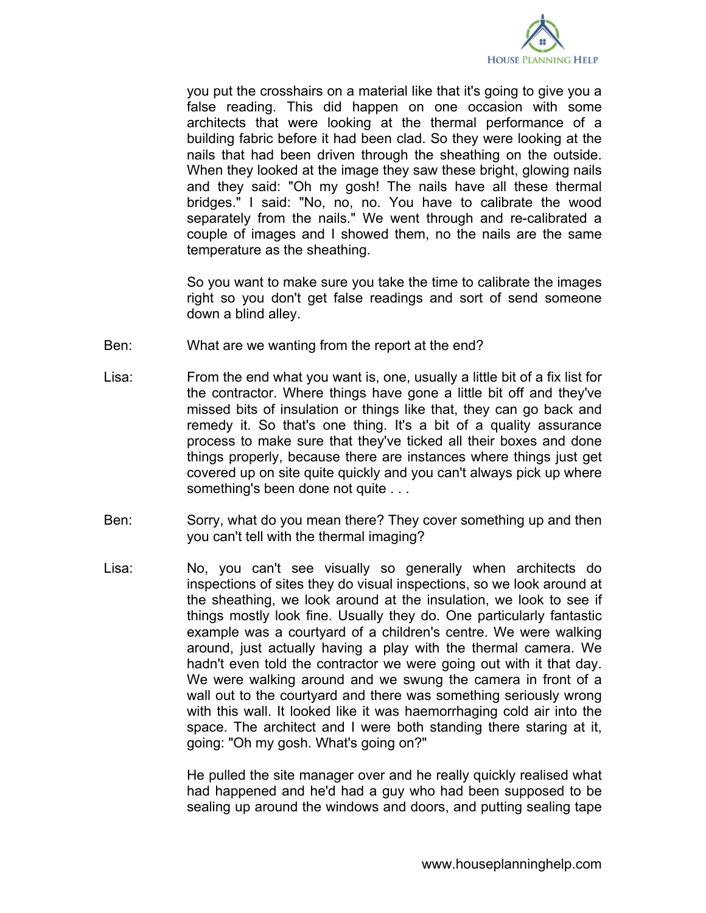you put the crosshairs on a material like that it's going to give you a false reading. This did happen on one occasion with some architects that were looking at the thermal performance of a building fabric before it had been clad. So they were looking at the nails that had been driven through the sheathing on the outside. When they looked at the image they saw these bright, glowing nails and they said: "Oh my gosh! The nails have all these thermal bridges." I said: "No, no, no. You have to calibrate the wood separately from the nails." We went through and re-calibrated a couple of images and I showed them, no the nails are the same temperature as the sheathing.

So you want to make sure you take the time to calibrate the images right so you don't get false readings and sort of send someone down a blind alley.

Ben: What are we wanting from the report at the end?

Lisa: From the end what you want is, one, usually a little bit of a fix list for the contractor. Where things have gone a little bit off and they've missed bits of insulation or things like that, they can go back and remedy it. So that's one thing. It's a bit of a quality assurance process to make sure that they've ticked all their boxes and done things properly, because there are instances where things just get covered up on site quite quickly and you can't always pick up where something's been done not quite . . .

Ben: Sorry, what do you mean there? They cover something up and then you can't tell with the thermal imaging?

Lisa: No, you can't see visually so generally when architects do inspections of sites they do visual inspections, so we look around at the sheathing, we look around at the insulation, we look to see if things mostly look fine. Usually they do. One particularly fantastic example was a courtyard of a children's centre. We were walking around, just actually having a play with the thermal camera. We hadn't even told the contractor we were going out with it that day. We were walking around and we swung the camera in front of a wall out to the courtyard and there was something seriously wrong with this wall. It looked like it was haemorrhaging cold air into the space. The architect and I were both standing there staring at it, going: "Oh my gosh. What's going on?"

He pulled the site manager over and he really quickly realised what had happened and he'd had a guy who had been supposed to be sealing up around the windows and doors, and putting sealing tape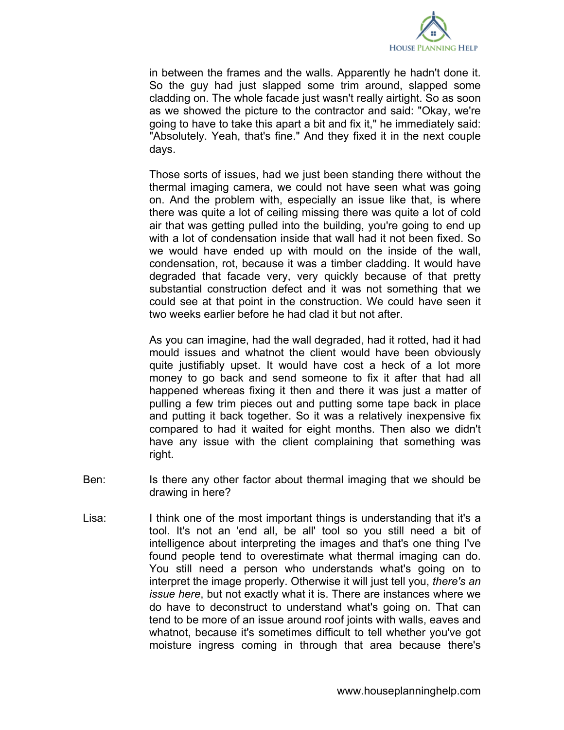in between the frames and the walls. Apparently he hadn't done it. So the guy had just slapped some trim around, slapped some cladding on. The whole facade just wasn't really airtight. So as soon as we showed the picture to the contractor and said: "Okay, we're going to have to take this apart a bit and fix it," he immediately said: "Absolutely. Yeah, that's fine." And they fixed it in the next couple days.

Those sorts of issues, had we just been standing there without the thermal imaging camera, we could not have seen what was going on. And the problem with, especially an issue like that, is where there was quite a lot of ceiling missing there was quite a lot of cold air that was getting pulled into the building, you're going to end up with a lot of condensation inside that wall had it not been fixed. So we would have ended up with mould on the inside of the wall, condensation, rot, because it was a timber cladding. It would have degraded that facade very, very quickly because of that pretty substantial construction defect and it was not something that we could see at that point in the construction. We could have seen it two weeks earlier before he had clad it but not after.

As you can imagine, had the wall degraded, had it rotted, had it had mould issues and whatnot the client would have been obviously quite justifiably upset. It would have cost a heck of a lot more money to go back and send someone to fix it after that had all happened whereas fixing it then and there it was just a matter of pulling a few trim pieces out and putting some tape back in place and putting it back together. So it was a relatively inexpensive fix compared to had it waited for eight months. Then also we didn't have any issue with the client complaining that something was right.

Ben: Is there any other factor about thermal imaging that we should be drawing in here?

Lisa: I think one of the most important things is understanding that it's a tool. It's not an 'end all, be all' tool so you still need a bit of intelligence about interpreting the images and that's one thing I've found people tend to overestimate what thermal imaging can do. You still need a person who understands what's going on to interpret the image properly. Otherwise it will just tell you, *there's an issue here*, but not exactly what it is. There are instances where we do have to deconstruct to understand what's going on. That can tend to be more of an issue around roof joints with walls, eaves and whatnot, because it's sometimes difficult to tell whether you've got moisture ingress coming in through that area because there's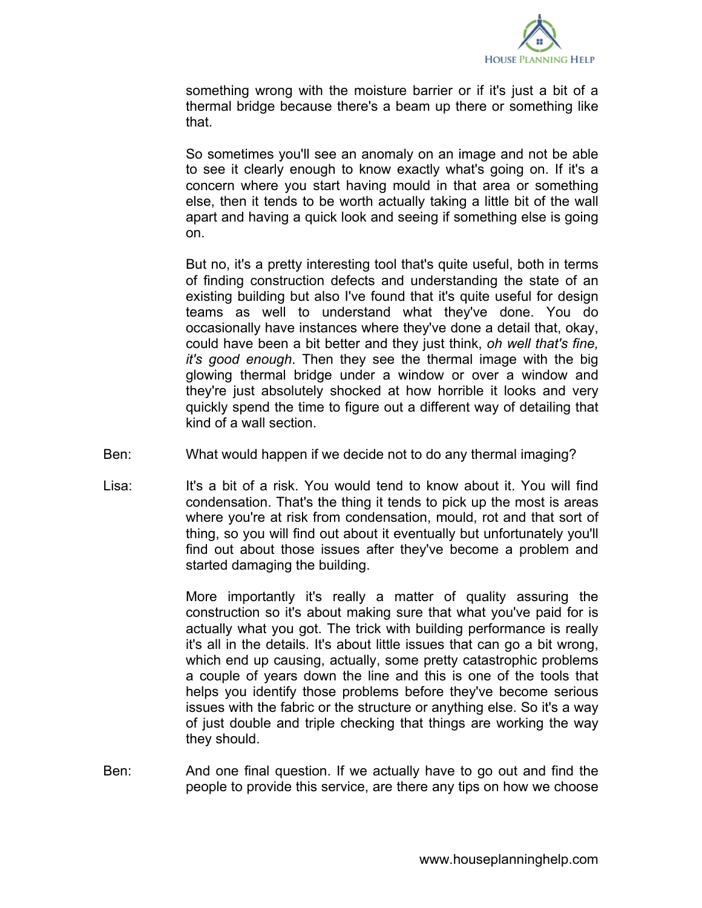something wrong with the moisture barrier or if it's just a bit of a thermal bridge because there's a beam up there or something like that.

So sometimes you'll see an anomaly on an image and not be able to see it clearly enough to know exactly what's going on. If it's a concern where you start having mould in that area or something else, then it tends to be worth actually taking a little bit of the wall apart and having a quick look and seeing if something else is going on.

But no, it's a pretty interesting tool that's quite useful, both in terms of finding construction defects and understanding the state of an existing building but also I've found that it's quite useful for design teams as well to understand what they've done. You do occasionally have instances where they've done a detail that, okay, could have been a bit better and they just think, *oh well that's fine, it's good enough*. Then they see the thermal image with the big glowing thermal bridge under a window or over a window and they're just absolutely shocked at how horrible it looks and very quickly spend the time to figure out a different way of detailing that kind of a wall section.

Ben: What would happen if we decide not to do any thermal imaging?

Lisa: It's a bit of a risk. You would tend to know about it. You will find condensation. That's the thing it tends to pick up the most is areas where you're at risk from condensation, mould, rot and that sort of thing, so you will find out about it eventually but unfortunately you'll find out about those issues after they've become a problem and started damaging the building.

More importantly it's really a matter of quality assuring the construction so it's about making sure that what you've paid for is actually what you got. The trick with building performance is really it's all in the details. It's about little issues that can go a bit wrong, which end up causing, actually, some pretty catastrophic problems a couple of years down the line and this is one of the tools that helps you identify those problems before they've become serious issues with the fabric or the structure or anything else. So it's a way of just double and triple checking that things are working the way they should.

Ben: And one final question. If we actually have to go out and find the people to provide this service, are there any tips on how we choose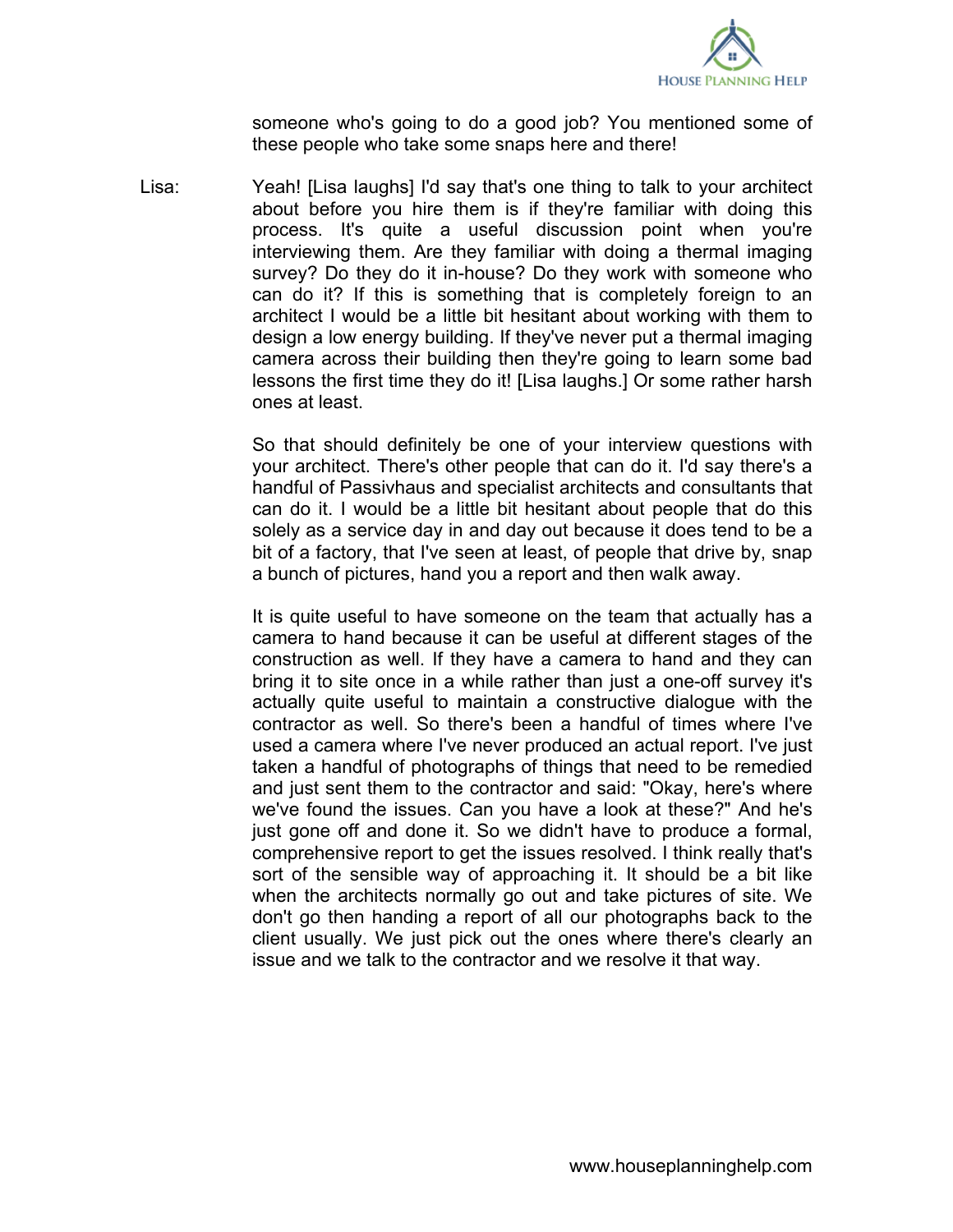someone who's going to do a good job? You mentioned some of these people who take some snaps here and there!

Lisa: Yeah! [Lisa laughs] I'd say that's one thing to talk to your architect about before you hire them is if they're familiar with doing this process. It's quite a useful discussion point when you're interviewing them. Are they familiar with doing a thermal imaging survey? Do they do it in-house? Do they work with someone who can do it? If this is something that is completely foreign to an architect I would be a little bit hesitant about working with them to design a low energy building. If they've never put a thermal imaging camera across their building then they're going to learn some bad lessons the first time they do it! [Lisa laughs.] Or some rather harsh ones at least.

So that should definitely be one of your interview questions with your architect. There's other people that can do it. I'd say there's a handful of Passivhaus and specialist architects and consultants that can do it. I would be a little bit hesitant about people that do this solely as a service day in and day out because it does tend to be a bit of a factory, that I've seen at least, of people that drive by, snap a bunch of pictures, hand you a report and then walk away.

It is quite useful to have someone on the team that actually has a camera to hand because it can be useful at different stages of the construction as well. If they have a camera to hand and they can bring it to site once in a while rather than just a one-off survey it's actually quite useful to maintain a constructive dialogue with the contractor as well. So there's been a handful of times where I've used a camera where I've never produced an actual report. I've just taken a handful of photographs of things that need to be remedied and just sent them to the contractor and said: "Okay, here's where we've found the issues. Can you have a look at these?" And he's just gone off and done it. So we didn't have to produce a formal, comprehensive report to get the issues resolved. I think really that's sort of the sensible way of approaching it. It should be a bit like when the architects normally go out and take pictures of site. We don't go then handing a report of all our photographs back to the client usually. We just pick out the ones where there's clearly an issue and we talk to the contractor and we resolve it that way.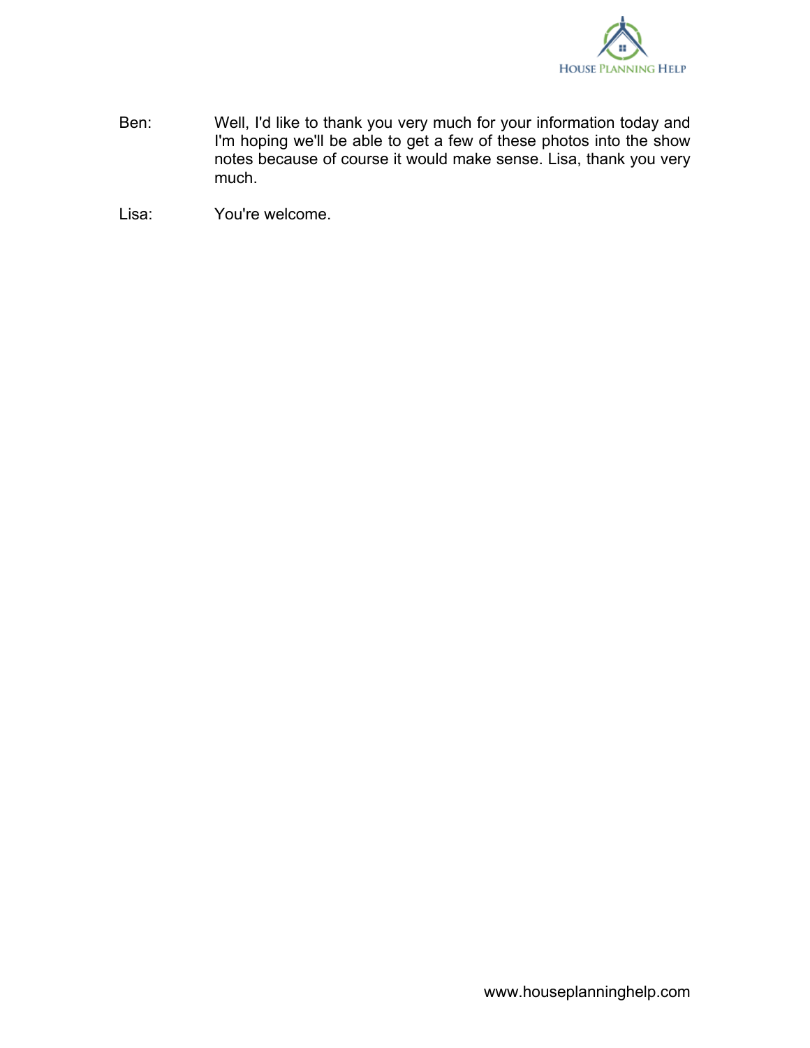Ben: Well, I'd like to thank you very much for your information today and I'm hoping we'll be able to get a few of these photos into the show notes because of course it would make sense. Lisa, thank you very much.

Lisa: You're welcome.